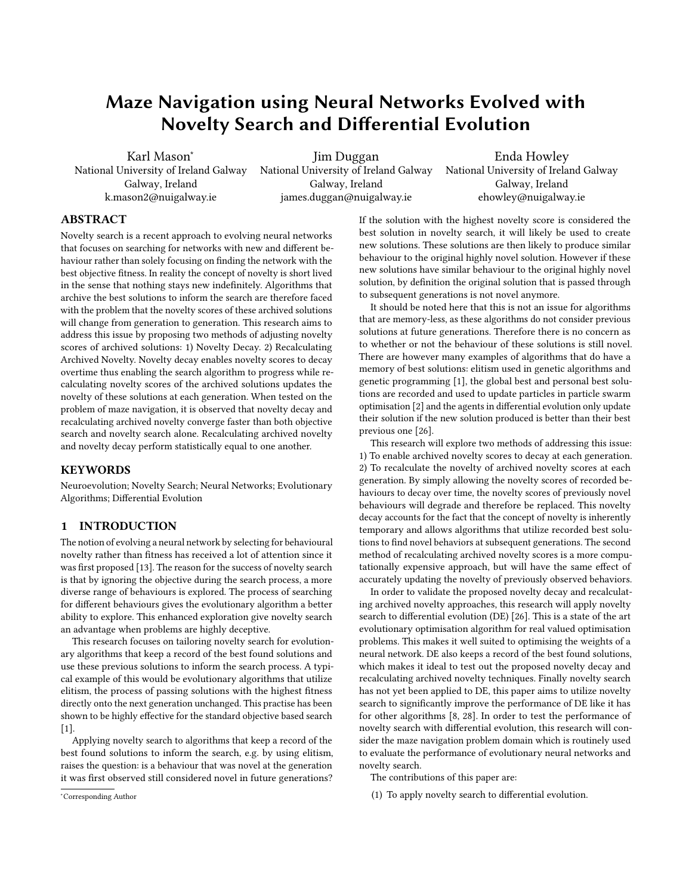# Maze Navigation using Neural Networks Evolved with Novelty Search and Differential Evolution

Karl Mason*
National University of Ireland Galway
Galway, Ireland
k.mason2@nuigalway.ie

Jim Duggan
National University of Ireland Galway
Galway, Ireland
james.duggan@nuigalway.ie

Enda Howley
National University of Ireland Galway
Galway, Ireland
ehowley@nuigalway.ie

## ABSTRACT

Novelty search is a recent approach to evolving neural networks that focuses on searching for networks with new and different behaviour rather than solely focusing on finding the network with the best objective fitness. In reality the concept of novelty is short lived in the sense that nothing stays new indefinitely. Algorithms that archive the best solutions to inform the search are therefore faced with the problem that the novelty scores of these archived solutions will change from generation to generation. This research aims to address this issue by proposing two methods of adjusting novelty scores of archived solutions: 1) Novelty Decay. 2) Recalculating Archived Novelty. Novelty decay enables novelty scores to decay overtime thus enabling the search algorithm to progress while recalculating novelty scores of the archived solutions updates the novelty of these solutions at each generation. When tested on the problem of maze navigation, it is observed that novelty decay and recalculating archived novelty converge faster than both objective search and novelty search alone. Recalculating archived novelty and novelty decay perform statistically equal to one another.

## KEYWORDS

Neuroevolution; Novelty Search; Neural Networks; Evolutionary Algorithms; Differential Evolution

## 1 INTRODUCTION

The notion of evolving a neural network by selecting for behavioural novelty rather than fitness has received a lot of attention since it was first proposed [13]. The reason for the success of novelty search is that by ignoring the objective during the search process, a more diverse range of behaviours is explored. The process of searching for different behaviours gives the evolutionary algorithm a better ability to explore. This enhanced exploration give novelty search an advantage when problems are highly deceptive.

This research focuses on tailoring novelty search for evolutionary algorithms that keep a record of the best found solutions and use these previous solutions to inform the search process. A typical example of this would be evolutionary algorithms that utilize elitism, the process of passing solutions with the highest fitness directly onto the next generation unchanged. This practise has been shown to be highly effective for the standard objective based search [1].

Applying novelty search to algorithms that keep a record of the best found solutions to inform the search, e.g. by using elitism, raises the question: is a behaviour that was novel at the generation it was first observed still considered novel in future generations? If the solution with the highest novelty score is considered the best solution in novelty search, it will likely be used to create new solutions. These solutions are then likely to produce similar behaviour to the original highly novel solution. However if these new solutions have similar behaviour to the original highly novel solution, by definition the original solution that is passed through to subsequent generations is not novel anymore.

It should be noted here that this is not an issue for algorithms that are memory-less, as these algorithms do not consider previous solutions at future generations. Therefore there is no concern as to whether or not the behaviour of these solutions is still novel. There are however many examples of algorithms that do have a memory of best solutions: elitism used in genetic algorithms and genetic programming [1], the global best and personal best solutions are recorded and used to update particles in particle swarm optimisation [2] and the agents in differential evolution only update their solution if the new solution produced is better than their best previous one [26].

This research will explore two methods of addressing this issue: 1) To enable archived novelty scores to decay at each generation. 2) To recalculate the novelty of archived novelty scores at each generation. By simply allowing the novelty scores of recorded behaviours to decay over time, the novelty scores of previously novel behaviours will degrade and therefore be replaced. This novelty decay accounts for the fact that the concept of novelty is inherently temporary and allows algorithms that utilize recorded best solutions to find novel behaviors at subsequent generations. The second method of recalculating archived novelty scores is a more computationally expensive approach, but will have the same effect of accurately updating the novelty of previously observed behaviors.

In order to validate the proposed novelty decay and recalculating archived novelty approaches, this research will apply novelty search to differential evolution (DE) [26]. This is a state of the art evolutionary optimisation algorithm for real valued optimisation problems. This makes it well suited to optimising the weights of a neural network. DE also keeps a record of the best found solutions, which makes it ideal to test out the proposed novelty decay and recalculating archived novelty techniques. Finally novelty search has not yet been applied to DE, this paper aims to utilize novelty search to significantly improve the performance of DE like it has for other algorithms [8, 28]. In order to test the performance of novelty search with differential evolution, this research will consider the maze navigation problem domain which is routinely used to evaluate the performance of evolutionary neural networks and novelty search.

The contributions of this paper are:

(1) To apply novelty search to differential evolution.

*Corresponding Author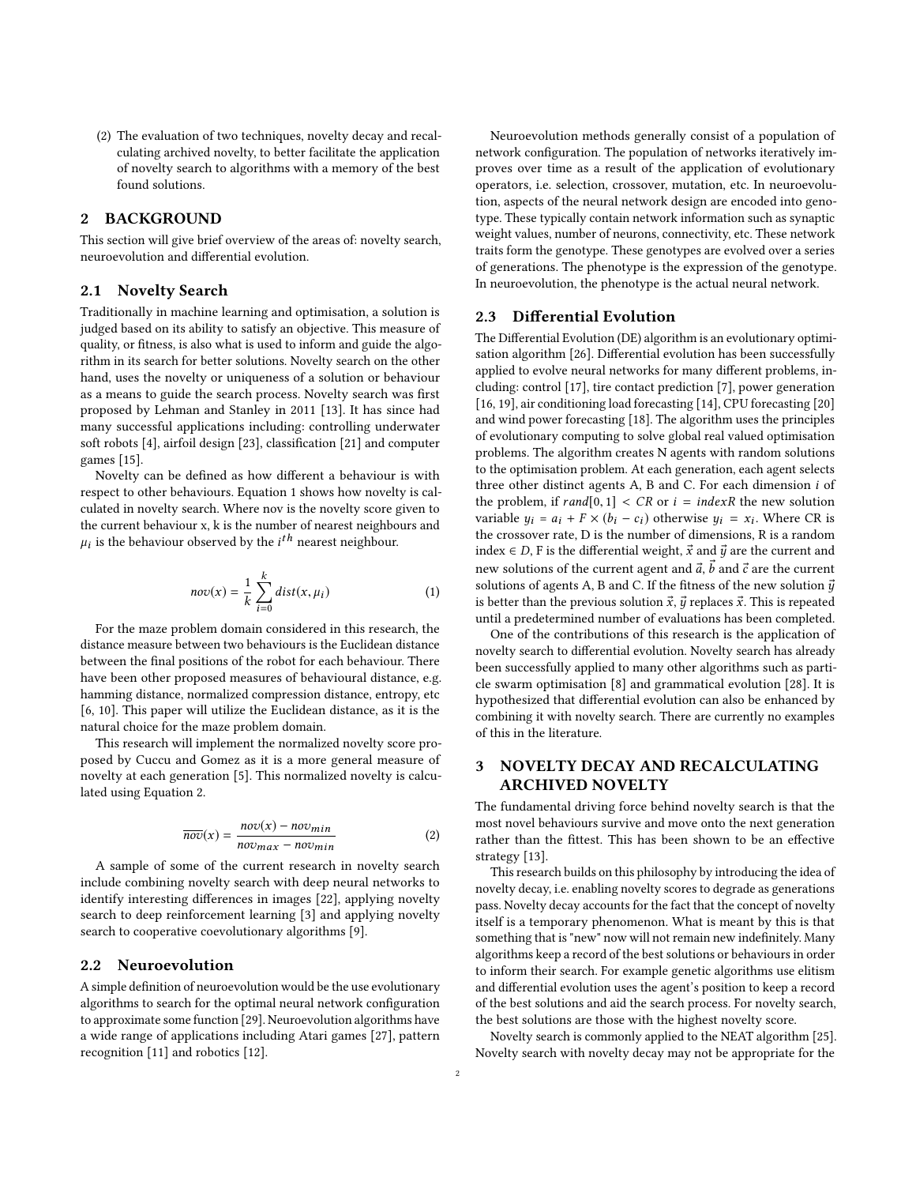(2) The evaluation of two techniques, novelty decay and recalculating archived novelty, to better facilitate the application of novelty search to algorithms with a memory of the best found solutions.

## 2 BACKGROUND

This section will give brief overview of the areas of: novelty search, neuroevolution and differential evolution.

### 2.1 Novelty Search

Traditionally in machine learning and optimisation, a solution is judged based on its ability to satisfy an objective. This measure of quality, or fitness, is also what is used to inform and guide the algorithm in its search for better solutions. Novelty search on the other hand, uses the novelty or uniqueness of a solution or behaviour as a means to guide the search process. Novelty search was first proposed by Lehman and Stanley in 2011 [13]. It has since had many successful applications including: controlling underwater soft robots [4], airfoil design [23], classification [21] and computer games [15].

Novelty can be defined as how different a behaviour is with respect to other behaviours. Equation 1 shows how novelty is calculated in novelty search. Where nov is the novelty score given to the current behaviour x, k is the number of nearest neighbours and $\mu_i$ is the behaviour observed by the $i^{th}$ nearest neighbour.

$$nov(x) = \frac{1}{k}\sum_{i=0}^{k} dist(x, \mu_i) \tag{1}$$

For the maze problem domain considered in this research, the distance measure between two behaviours is the Euclidean distance between the final positions of the robot for each behaviour. There have been other proposed measures of behavioural distance, e.g. hamming distance, normalized compression distance, entropy, etc [6, 10]. This paper will utilize the Euclidean distance, as it is the natural choice for the maze problem domain.

This research will implement the normalized novelty score proposed by Cuccu and Gomez as it is a more general measure of novelty at each generation [5]. This normalized novelty is calculated using Equation 2.

$$\overline{nov}(x) = \frac{nov(x) - nov_{min}}{nov_{max} - nov_{min}} \tag{2}$$

A sample of some of the current research in novelty search include combining novelty search with deep neural networks to identify interesting differences in images [22], applying novelty search to deep reinforcement learning [3] and applying novelty search to cooperative coevolutionary algorithms [9].

### 2.2 Neuroevolution

A simple definition of neuroevolution would be the use evolutionary algorithms to search for the optimal neural network configuration to approximate some function [29]. Neuroevolution algorithms have a wide range of applications including Atari games [27], pattern recognition [11] and robotics [12].

Neuroevolution methods generally consist of a population of network configuration. The population of networks iteratively improves over time as a result of the application of evolutionary operators, i.e. selection, crossover, mutation, etc. In neuroevolution, aspects of the neural network design are encoded into genotype. These typically contain network information such as synaptic weight values, number of neurons, connectivity, etc. These network traits form the genotype. These genotypes are evolved over a series of generations. The phenotype is the expression of the genotype. In neuroevolution, the phenotype is the actual neural network.

### 2.3 Differential Evolution

The Differential Evolution (DE) algorithm is an evolutionary optimisation algorithm [26]. Differential evolution has been successfully applied to evolve neural networks for many different problems, including: control [17], tire contact prediction [7], power generation [16, 19], air conditioning load forecasting [14], CPU forecasting [20] and wind power forecasting [18]. The algorithm uses the principles of evolutionary computing to solve global real valued optimisation problems. The algorithm creates N agents with random solutions to the optimisation problem. At each generation, each agent selects three other distinct agents A, B and C. For each dimension $i$ of the problem, if $rand[0, 1] < CR$ or $i = indexR$ the new solution variable $y_i = a_i + F \times (b_i - c_i)$ otherwise $y_i = x_i$. Where CR is the crossover rate, D is the number of dimensions, R is a random index $\in D$, F is the differential weight, $\vec{x}$ and $\vec{y}$ are the current and new solutions of the current agent and $\vec{a}$, $\vec{b}$ and $\vec{c}$ are the current solutions of agents A, B and C. If the fitness of the new solution $\vec{y}$ is better than the previous solution $\vec{x}$, $\vec{y}$ replaces $\vec{x}$. This is repeated until a predetermined number of evaluations has been completed.

One of the contributions of this research is the application of novelty search to differential evolution. Novelty search has already been successfully applied to many other algorithms such as particle swarm optimisation [8] and grammatical evolution [28]. It is hypothesized that differential evolution can also be enhanced by combining it with novelty search. There are currently no examples of this in the literature.

## 3 NOVELTY DECAY AND RECALCULATING ARCHIVED NOVELTY

The fundamental driving force behind novelty search is that the most novel behaviours survive and move onto the next generation rather than the fittest. This has been shown to be an effective strategy [13].

This research builds on this philosophy by introducing the idea of novelty decay, i.e. enabling novelty scores to degrade as generations pass. Novelty decay accounts for the fact that the concept of novelty itself is a temporary phenomenon. What is meant by this is that something that is "new" now will not remain new indefinitely. Many algorithms keep a record of the best solutions or behaviours in order to inform their search. For example genetic algorithms use elitism and differential evolution uses the agent's position to keep a record of the best solutions and aid the search process. For novelty search, the best solutions are those with the highest novelty score.

Novelty search is commonly applied to the NEAT algorithm [25]. Novelty search with novelty decay may not be appropriate for the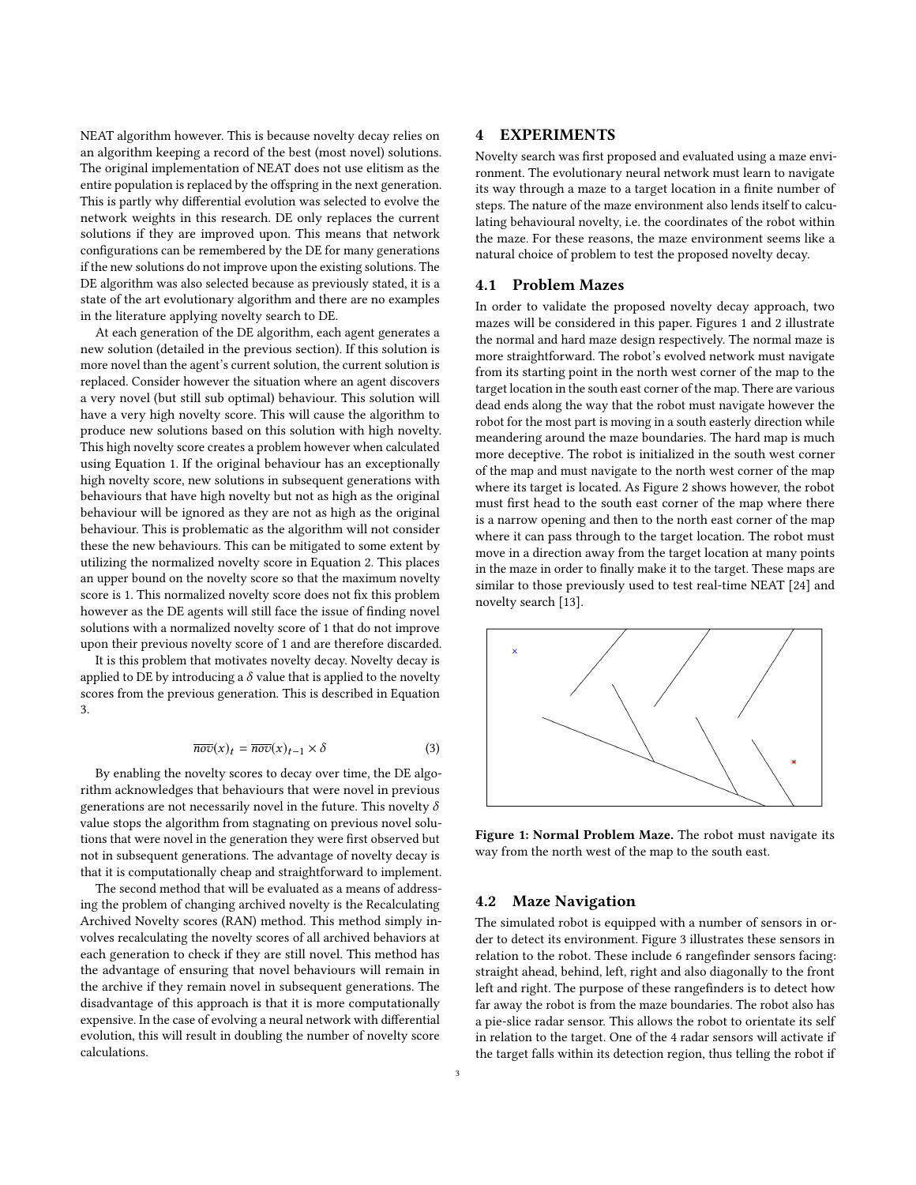NEAT algorithm however. This is because novelty decay relies on an algorithm keeping a record of the best (most novel) solutions. The original implementation of NEAT does not use elitism as the entire population is replaced by the offspring in the next generation. This is partly why differential evolution was selected to evolve the network weights in this research. DE only replaces the current solutions if they are improved upon. This means that network configurations can be remembered by the DE for many generations if the new solutions do not improve upon the existing solutions. The DE algorithm was also selected because as previously stated, it is a state of the art evolutionary algorithm and there are no examples in the literature applying novelty search to DE.

At each generation of the DE algorithm, each agent generates a new solution (detailed in the previous section). If this solution is more novel than the agent's current solution, the current solution is replaced. Consider however the situation where an agent discovers a very novel (but still sub optimal) behaviour. This solution will have a very high novelty score. This will cause the algorithm to produce new solutions based on this solution with high novelty. This high novelty score creates a problem however when calculated using Equation 1. If the original behaviour has an exceptionally high novelty score, new solutions in subsequent generations with behaviours that have high novelty but not as high as the original behaviour will be ignored as they are not as high as the original behaviour. This is problematic as the algorithm will not consider these the new behaviours. This can be mitigated to some extent by utilizing the normalized novelty score in Equation 2. This places an upper bound on the novelty score so that the maximum novelty score is 1. This normalized novelty score does not fix this problem however as the DE agents will still face the issue of finding novel solutions with a normalized novelty score of 1 that do not improve upon their previous novelty score of 1 and are therefore discarded.

It is this problem that motivates novelty decay. Novelty decay is applied to DE by introducing a $\delta$ value that is applied to the novelty scores from the previous generation. This is described in Equation 3.

$$\overline{nov}(x)_t = \overline{nov}(x)_{t-1} \times \delta \tag{3}$$

By enabling the novelty scores to decay over time, the DE algorithm acknowledges that behaviours that were novel in previous generations are not necessarily novel in the future. This novelty $\delta$ value stops the algorithm from stagnating on previous novel solutions that were novel in the generation they were first observed but not in subsequent generations. The advantage of novelty decay is that it is computationally cheap and straightforward to implement.

The second method that will be evaluated as a means of addressing the problem of changing archived novelty is the Recalculating Archived Novelty scores (RAN) method. This method simply involves recalculating the novelty scores of all archived behaviors at each generation to check if they are still novel. This method has the advantage of ensuring that novel behaviours will remain in the archive if they remain novel in subsequent generations. The disadvantage of this approach is that it is more computationally expensive. In the case of evolving a neural network with differential evolution, this will result in doubling the number of novelty score calculations.

## 4 EXPERIMENTS

Novelty search was first proposed and evaluated using a maze environment. The evolutionary neural network must learn to navigate its way through a maze to a target location in a finite number of steps. The nature of the maze environment also lends itself to calculating behavioural novelty, i.e. the coordinates of the robot within the maze. For these reasons, the maze environment seems like a natural choice of problem to test the proposed novelty decay.

### 4.1 Problem Mazes

In order to validate the proposed novelty decay approach, two mazes will be considered in this paper. Figures 1 and 2 illustrate the normal and hard maze design respectively. The normal maze is more straightforward. The robot's evolved network must navigate from its starting point in the north west corner of the map to the target location in the south east corner of the map. There are various dead ends along the way that the robot must navigate however the robot for the most part is moving in a south easterly direction while meandering around the maze boundaries. The hard map is much more deceptive. The robot is initialized in the south west corner of the map and must navigate to the north west corner of the map where its target is located. As Figure 2 shows however, the robot must first head to the south east corner of the map where there is a narrow opening and then to the north east corner of the map where it can pass through to the target location. The robot must move in a direction away from the target location at many points in the maze in order to finally make it to the target. These maps are similar to those previously used to test real-time NEAT [24] and novelty search [13].

**Figure 1: Normal Problem Maze.** The robot must navigate its way from the north west of the map to the south east.

### 4.2 Maze Navigation

The simulated robot is equipped with a number of sensors in order to detect its environment. Figure 3 illustrates these sensors in relation to the robot. These include 6 rangefinder sensors facing: straight ahead, behind, left, right and also diagonally to the front left and right. The purpose of these rangefinders is to detect how far away the robot is from the maze boundaries. The robot also has a pie-slice radar sensor. This allows the robot to orientate its self in relation to the target. One of the 4 radar sensors will activate if the target falls within its detection region, thus telling the robot if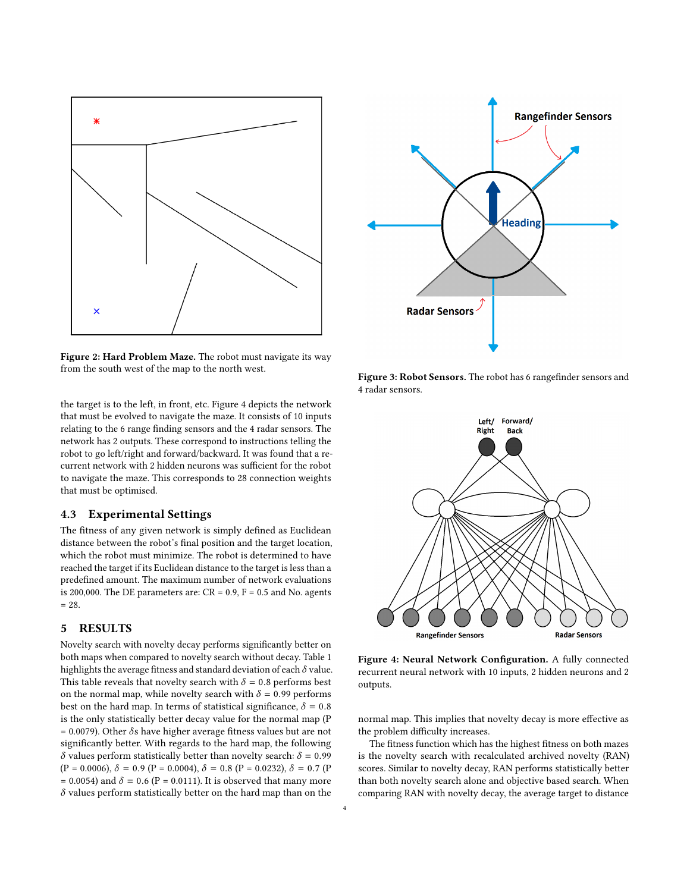Figure 2: **Hard Problem Maze.** The robot must navigate its way from the south west of the map to the north west.

Figure 3: **Robot Sensors.** The robot has 6 rangefinder sensors and 4 radar sensors.

Figure 4: **Neural Network Configuration.** A fully connected recurrent neural network with 10 inputs, 2 hidden neurons and 2 outputs.

the target is to the left, in front, etc. Figure 4 depicts the network that must be evolved to navigate the maze. It consists of 10 inputs relating to the 6 range finding sensors and the 4 radar sensors. The network has 2 outputs. These correspond to instructions telling the robot to go left/right and forward/backward. It was found that a recurrent network with 2 hidden neurons was sufficient for the robot to navigate the maze. This corresponds to 28 connection weights that must be optimised.

## 4.3 Experimental Settings

The fitness of any given network is simply defined as Euclidean distance between the robot's final position and the target location, which the robot must minimize. The robot is determined to have reached the target if its Euclidean distance to the target is less than a predefined amount. The maximum number of network evaluations is 200,000. The DE parameters are: CR = 0.9, F = 0.5 and No. agents = 28.

# 5 RESULTS

Novelty search with novelty decay performs significantly better on both maps when compared to novelty search without decay. Table 1 highlights the average fitness and standard deviation of each $\delta$ value. This table reveals that novelty search with $\delta$ = 0.8 performs best on the normal map, while novelty search with $\delta$ = 0.99 performs best on the hard map. In terms of statistical significance, $\delta$ = 0.8 is the only statistically better decay value for the normal map (P = 0.0079). Other $\delta$s have higher average fitness values but are not significantly better. With regards to the hard map, the following $\delta$ values perform statistically better than novelty search: $\delta$ = 0.99 (P = 0.0006), $\delta$ = 0.9 (P = 0.0004), $\delta$ = 0.8 (P = 0.0232), $\delta$ = 0.7 (P = 0.0054) and $\delta$ = 0.6 (P = 0.0111). It is observed that many more $\delta$ values perform statistically better on the hard map than on the normal map. This implies that novelty decay is more effective as the problem difficulty increases.

The fitness function which has the highest fitness on both mazes is the novelty search with recalculated archived novelty (RAN) scores. Similar to novelty decay, RAN performs statistically better than both novelty search alone and objective based search. When comparing RAN with novelty decay, the average target to distance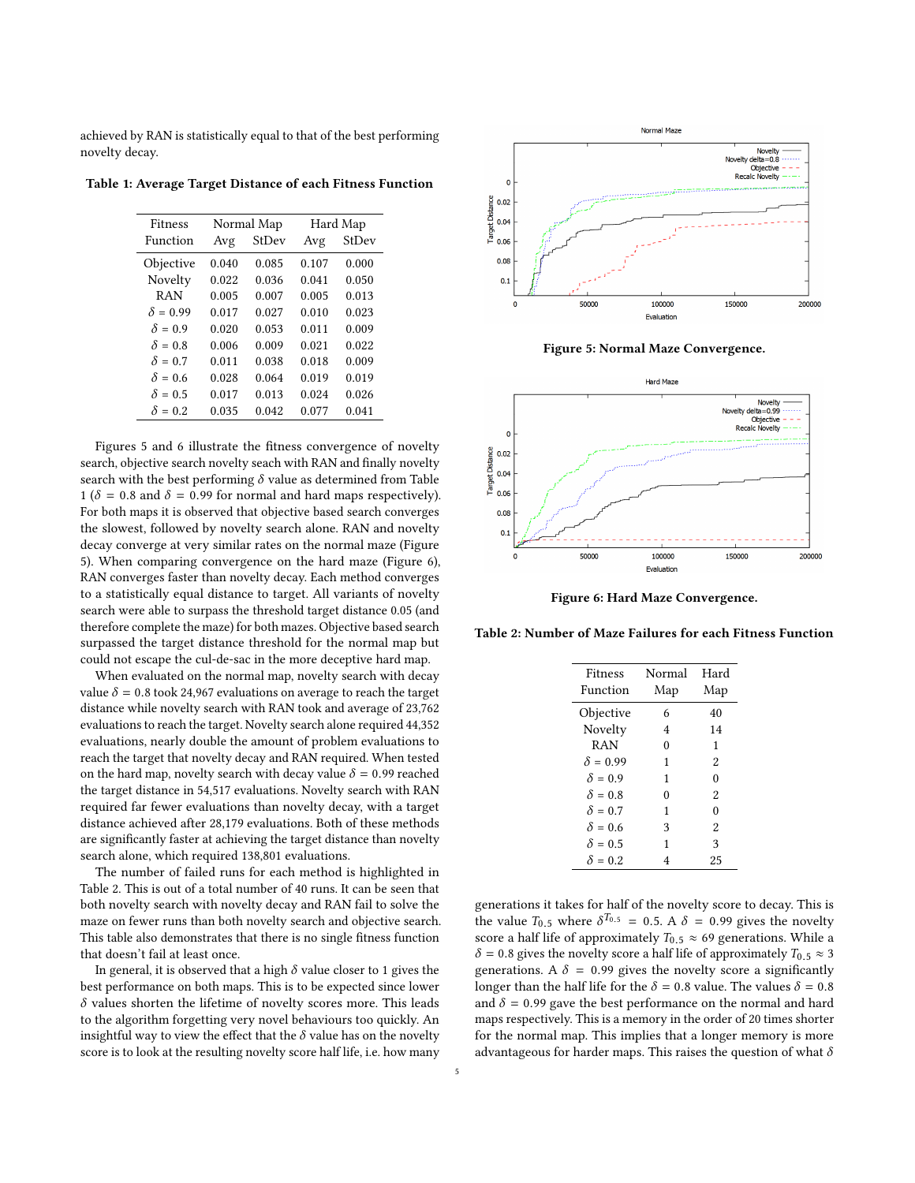achieved by RAN is statistically equal to that of the best performing novelty decay.

**Table 1: Average Target Distance of each Fitness Function**

| Fitness Function | Normal Map Avg | Normal Map StDev | Hard Map Avg | Hard Map StDev |
|---|---|---|---|---|
| Objective | 0.040 | 0.085 | 0.107 | 0.000 |
| Novelty | 0.022 | 0.036 | 0.041 | 0.050 |
| RAN | 0.005 | 0.007 | 0.005 | 0.013 |
| $\delta$ = 0.99 | 0.017 | 0.027 | 0.010 | 0.023 |
| $\delta$ = 0.9 | 0.020 | 0.053 | 0.011 | 0.009 |
| $\delta$ = 0.8 | 0.006 | 0.009 | 0.021 | 0.022 |
| $\delta$ = 0.7 | 0.011 | 0.038 | 0.018 | 0.009 |
| $\delta$ = 0.6 | 0.028 | 0.064 | 0.019 | 0.019 |
| $\delta$ = 0.5 | 0.017 | 0.013 | 0.024 | 0.026 |
| $\delta$ = 0.2 | 0.035 | 0.042 | 0.077 | 0.041 |

Figures 5 and 6 illustrate the fitness convergence of novelty search, objective search novelty seach with RAN and finally novelty search with the best performing $\delta$ value as determined from Table 1 ($\delta = 0.8$ and $\delta = 0.99$ for normal and hard maps respectively). For both maps it is observed that objective based search converges the slowest, followed by novelty search alone. RAN and novelty decay converge at very similar rates on the normal maze (Figure 5). When comparing convergence on the hard maze (Figure 6), RAN converges faster than novelty decay. Each method converges to a statistically equal distance to target. All variants of novelty search were able to surpass the threshold target distance 0.05 (and therefore complete the maze) for both mazes. Objective based search surpassed the target distance threshold for the normal map but could not escape the cul-de-sac in the more deceptive hard map.

When evaluated on the normal map, novelty search with decay value $\delta = 0.8$ took 24,967 evaluations on average to reach the target distance while novelty search with RAN took and average of 23,762 evaluations to reach the target. Novelty search alone required 44,352 evaluations, nearly double the amount of problem evaluations to reach the target that novelty decay and RAN required. When tested on the hard map, novelty search with decay value $\delta = 0.99$ reached the target distance in 54,517 evaluations. Novelty search with RAN required far fewer evaluations than novelty decay, with a target distance achieved after 28,179 evaluations. Both of these methods are significantly faster at achieving the target distance than novelty search alone, which required 138,801 evaluations.

The number of failed runs for each method is highlighted in Table 2. This is out of a total number of 40 runs. It can be seen that both novelty search with novelty decay and RAN fail to solve the maze on fewer runs than both novelty search and objective search. This table also demonstrates that there is no single fitness function that doesn't fail at least once.

In general, it is observed that a high $\delta$ value closer to 1 gives the best performance on both maps. This is to be expected since lower $\delta$ values shorten the lifetime of novelty scores more. This leads to the algorithm forgetting very novel behaviours too quickly. An insightful way to view the effect that the $\delta$ value has on the novelty score is to look at the resulting novelty score half life, i.e. how many generations it takes for half of the novelty score to decay. This is the value $T_{0.5}$ where $\delta^{T_{0.5}} = 0.5$. A $\delta = 0.99$ gives the novelty score a half life of approximately $T_{0.5} \approx 69$ generations. While a $\delta = 0.8$ gives the novelty score a half life of approximately $T_{0.5} \approx 3$ generations. A $\delta = 0.99$ gives the novelty score a significantly longer than the half life for the $\delta = 0.8$ value. The values $\delta = 0.8$ and $\delta = 0.99$ gave the best performance on the normal and hard maps respectively. This is a memory in the order of 20 times shorter for the normal map. This implies that a longer memory is more advantageous for harder maps. This raises the question of what $\delta$

**Figure 5: Normal Maze Convergence.**

**Figure 6: Hard Maze Convergence.**

**Table 2: Number of Maze Failures for each Fitness Function**

| Fitness Function | Normal Map | Hard Map |
|---|---|---|
| Objective | 6 | 40 |
| Novelty | 4 | 14 |
| RAN | 0 | 1 |
| $\delta$ = 0.99 | 1 | 2 |
| $\delta$ = 0.9 | 1 | 0 |
| $\delta$ = 0.8 | 0 | 2 |
| $\delta$ = 0.7 | 1 | 0 |
| $\delta$ = 0.6 | 3 | 2 |
| $\delta$ = 0.5 | 1 | 3 |
| $\delta$ = 0.2 | 4 | 25 |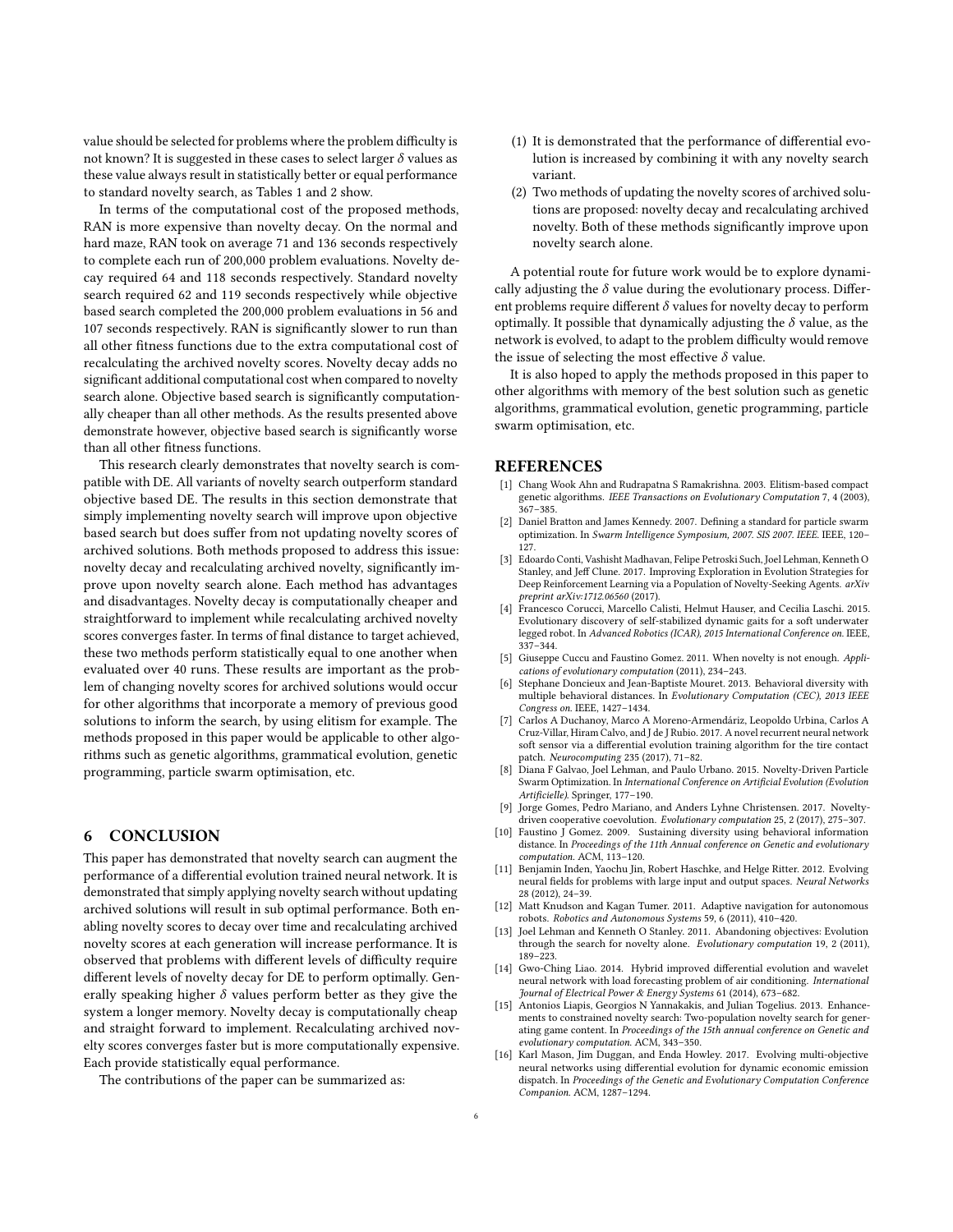value should be selected for problems where the problem difficulty is not known? It is suggested in these cases to select larger $\delta$ values as these value always result in statistically better or equal performance to standard novelty search, as Tables 1 and 2 show.

In terms of the computational cost of the proposed methods, RAN is more expensive than novelty decay. On the normal and hard maze, RAN took on average 71 and 136 seconds respectively to complete each run of 200,000 problem evaluations. Novelty decay required 64 and 118 seconds respectively. Standard novelty search required 62 and 119 seconds respectively while objective based search completed the 200,000 problem evaluations in 56 and 107 seconds respectively. RAN is significantly slower to run than all other fitness functions due to the extra computational cost of recalculating the archived novelty scores. Novelty decay adds no significant additional computational cost when compared to novelty search alone. Objective based search is significantly computationally cheaper than all other methods. As the results presented above demonstrate however, objective based search is significantly worse than all other fitness functions.

This research clearly demonstrates that novelty search is compatible with DE. All variants of novelty search outperform standard objective based DE. The results in this section demonstrate that simply implementing novelty search will improve upon objective based search but does suffer from not updating novelty scores of archived solutions. Both methods proposed to address this issue: novelty decay and recalculating archived novelty, significantly improve upon novelty search alone. Each method has advantages and disadvantages. Novelty decay is computationally cheaper and straightforward to implement while recalculating archived novelty scores converges faster. In terms of final distance to target achieved, these two methods perform statistically equal to one another when evaluated over 40 runs. These results are important as the problem of changing novelty scores for archived solutions would occur for other algorithms that incorporate a memory of previous good solutions to inform the search, by using elitism for example. The methods proposed in this paper would be applicable to other algorithms such as genetic algorithms, grammatical evolution, genetic programming, particle swarm optimisation, etc.

## 6 CONCLUSION

This paper has demonstrated that novelty search can augment the performance of a differential evolution trained neural network. It is demonstrated that simply applying novelty search without updating archived solutions will result in sub optimal performance. Both enabling novelty scores to decay over time and recalculating archived novelty scores at each generation will increase performance. It is observed that problems with different levels of difficulty require different levels of novelty decay for DE to perform optimally. Generally speaking higher $\delta$ values perform better as they give the system a longer memory. Novelty decay is computationally cheap and straight forward to implement. Recalculating archived novelty scores converges faster but is more computationally expensive. Each provide statistically equal performance.

The contributions of the paper can be summarized as:

(1) It is demonstrated that the performance of differential evolution is increased by combining it with any novelty search variant.
(2) Two methods of updating the novelty scores of archived solutions are proposed: novelty decay and recalculating archived novelty. Both of these methods significantly improve upon novelty search alone.

A potential route for future work would be to explore dynamically adjusting the $\delta$ value during the evolutionary process. Different problems require different $\delta$ values for novelty decay to perform optimally. It possible that dynamically adjusting the $\delta$ value, as the network is evolved, to adapt to the problem difficulty would remove the issue of selecting the most effective $\delta$ value.

It is also hoped to apply the methods proposed in this paper to other algorithms with memory of the best solution such as genetic algorithms, grammatical evolution, genetic programming, particle swarm optimisation, etc.

## REFERENCES

[1] Chang Wook Ahn and Rudrapatna S Ramakrishna. 2003. Elitism-based compact genetic algorithms. *IEEE Transactions on Evolutionary Computation* 7, 4 (2003), 367–385.

[2] Daniel Bratton and James Kennedy. 2007. Defining a standard for particle swarm optimization. In *Swarm Intelligence Symposium, 2007. SIS 2007. IEEE*. IEEE, 120–127.

[3] Edoardo Conti, Vashisht Madhavan, Felipe Petroski Such, Joel Lehman, Kenneth O Stanley, and Jeff Clune. 2017. Improving Exploration in Evolution Strategies for Deep Reinforcement Learning via a Population of Novelty-Seeking Agents. *arXiv preprint arXiv:1712.06560* (2017).

[4] Francesco Corucci, Marcello Calisti, Helmut Hauser, and Cecilia Laschi. 2015. Evolutionary discovery of self-stabilized dynamic gaits for a soft underwater legged robot. In *Advanced Robotics (ICAR), 2015 International Conference on*. IEEE, 337–344.

[5] Giuseppe Cuccu and Faustino Gomez. 2011. When novelty is not enough. *Applications of evolutionary computation* (2011), 234–243.

[6] Stephane Doncieux and Jean-Baptiste Mouret. 2013. Behavioral diversity with multiple behavioral distances. In *Evolutionary Computation (CEC), 2013 IEEE Congress on*. IEEE, 1427–1434.

[7] Carlos A Duchanoy, Marco A Moreno-Armendáriz, Leopoldo Urbina, Carlos A Cruz-Villar, Hiram Calvo, and J de J Rubio. 2017. A novel recurrent neural network soft sensor via a differential evolution training algorithm for the tire contact patch. *Neurocomputing* 235 (2017), 71–82.

[8] Diana F Galvao, Joel Lehman, and Paulo Urbano. 2015. Novelty-Driven Particle Swarm Optimization. In *International Conference on Artificial Evolution (Evolution Artificielle)*. Springer, 177–190.

[9] Jorge Gomes, Pedro Mariano, and Anders Lyhne Christensen. 2017. Novelty-driven cooperative coevolution. *Evolutionary computation* 25, 2 (2017), 275–307.

[10] Faustino J Gomez. 2009. Sustaining diversity using behavioral information distance. In *Proceedings of the 11th Annual conference on Genetic and evolutionary computation*. ACM, 113–120.

[11] Benjamin Inden, Yaochu Jin, Robert Haschke, and Helge Ritter. 2012. Evolving neural fields for problems with large input and output spaces. *Neural Networks* 28 (2012), 24–39.

[12] Matt Knudson and Kagan Tumer. 2011. Adaptive navigation for autonomous robots. *Robotics and Autonomous Systems* 59, 6 (2011), 410–420.

[13] Joel Lehman and Kenneth O Stanley. 2011. Abandoning objectives: Evolution through the search for novelty alone. *Evolutionary computation* 19, 2 (2011), 189–223.

[14] Gwo-Ching Liao. 2014. Hybrid improved differential evolution and wavelet neural network with load forecasting problem of air conditioning. *International Journal of Electrical Power & Energy Systems* 61 (2014), 673–682.

[15] Antonios Liapis, Georgios N Yannakakis, and Julian Togelius. 2013. Enhancements to constrained novelty search: Two-population novelty search for generating game content. In *Proceedings of the 15th annual conference on Genetic and evolutionary computation*. ACM, 343–350.

[16] Karl Mason, Jim Duggan, and Enda Howley. 2017. Evolving multi-objective neural networks using differential evolution for dynamic economic emission dispatch. In *Proceedings of the Genetic and Evolutionary Computation Conference Companion*. ACM, 1287–1294.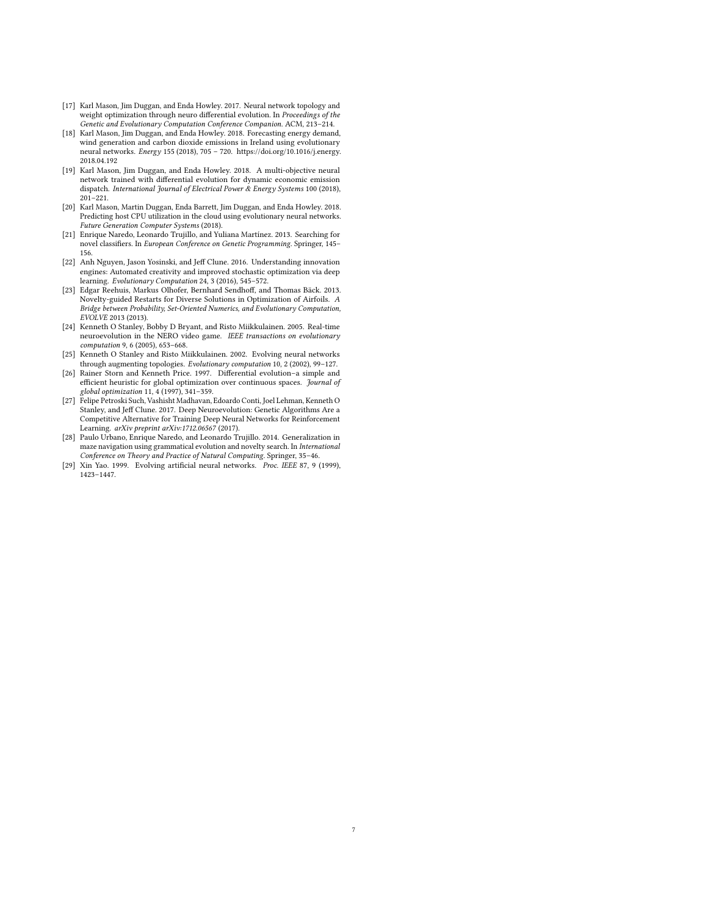[17] Karl Mason, Jim Duggan, and Enda Howley. 2017. Neural network topology and weight optimization through neuro differential evolution. In *Proceedings of the Genetic and Evolutionary Computation Conference Companion*. ACM, 213–214.

[18] Karl Mason, Jim Duggan, and Enda Howley. 2018. Forecasting energy demand, wind generation and carbon dioxide emissions in Ireland using evolutionary neural networks. *Energy* 155 (2018), 705 – 720. https://doi.org/10.1016/j.energy.2018.04.192

[19] Karl Mason, Jim Duggan, and Enda Howley. 2018. A multi-objective neural network trained with differential evolution for dynamic economic emission dispatch. *International Journal of Electrical Power & Energy Systems* 100 (2018), 201–221.

[20] Karl Mason, Martin Duggan, Enda Barrett, Jim Duggan, and Enda Howley. 2018. Predicting host CPU utilization in the cloud using evolutionary neural networks. *Future Generation Computer Systems* (2018).

[21] Enrique Naredo, Leonardo Trujillo, and Yuliana Martínez. 2013. Searching for novel classifiers. In *European Conference on Genetic Programming*. Springer, 145–156.

[22] Anh Nguyen, Jason Yosinski, and Jeff Clune. 2016. Understanding innovation engines: Automated creativity and improved stochastic optimization via deep learning. *Evolutionary Computation* 24, 3 (2016), 545–572.

[23] Edgar Reehuis, Markus Olhofer, Bernhard Sendhoff, and Thomas Bäck. 2013. Novelty-guided Restarts for Diverse Solutions in Optimization of Airfoils. *A Bridge between Probability, Set-Oriented Numerics, and Evolutionary Computation, EVOLVE* 2013 (2013).

[24] Kenneth O Stanley, Bobby D Bryant, and Risto Miikkulainen. 2005. Real-time neuroevolution in the NERO video game. *IEEE transactions on evolutionary computation* 9, 6 (2005), 653–668.

[25] Kenneth O Stanley and Risto Miikkulainen. 2002. Evolving neural networks through augmenting topologies. *Evolutionary computation* 10, 2 (2002), 99–127.

[26] Rainer Storn and Kenneth Price. 1997. Differential evolution–a simple and efficient heuristic for global optimization over continuous spaces. *Journal of global optimization* 11, 4 (1997), 341–359.

[27] Felipe Petroski Such, Vashisht Madhavan, Edoardo Conti, Joel Lehman, Kenneth O Stanley, and Jeff Clune. 2017. Deep Neuroevolution: Genetic Algorithms Are a Competitive Alternative for Training Deep Neural Networks for Reinforcement Learning. *arXiv preprint arXiv:1712.06567* (2017).

[28] Paulo Urbano, Enrique Naredo, and Leonardo Trujillo. 2014. Generalization in maze navigation using grammatical evolution and novelty search. In *International Conference on Theory and Practice of Natural Computing*. Springer, 35–46.

[29] Xin Yao. 1999. Evolving artificial neural networks. *Proc. IEEE* 87, 9 (1999), 1423–1447.